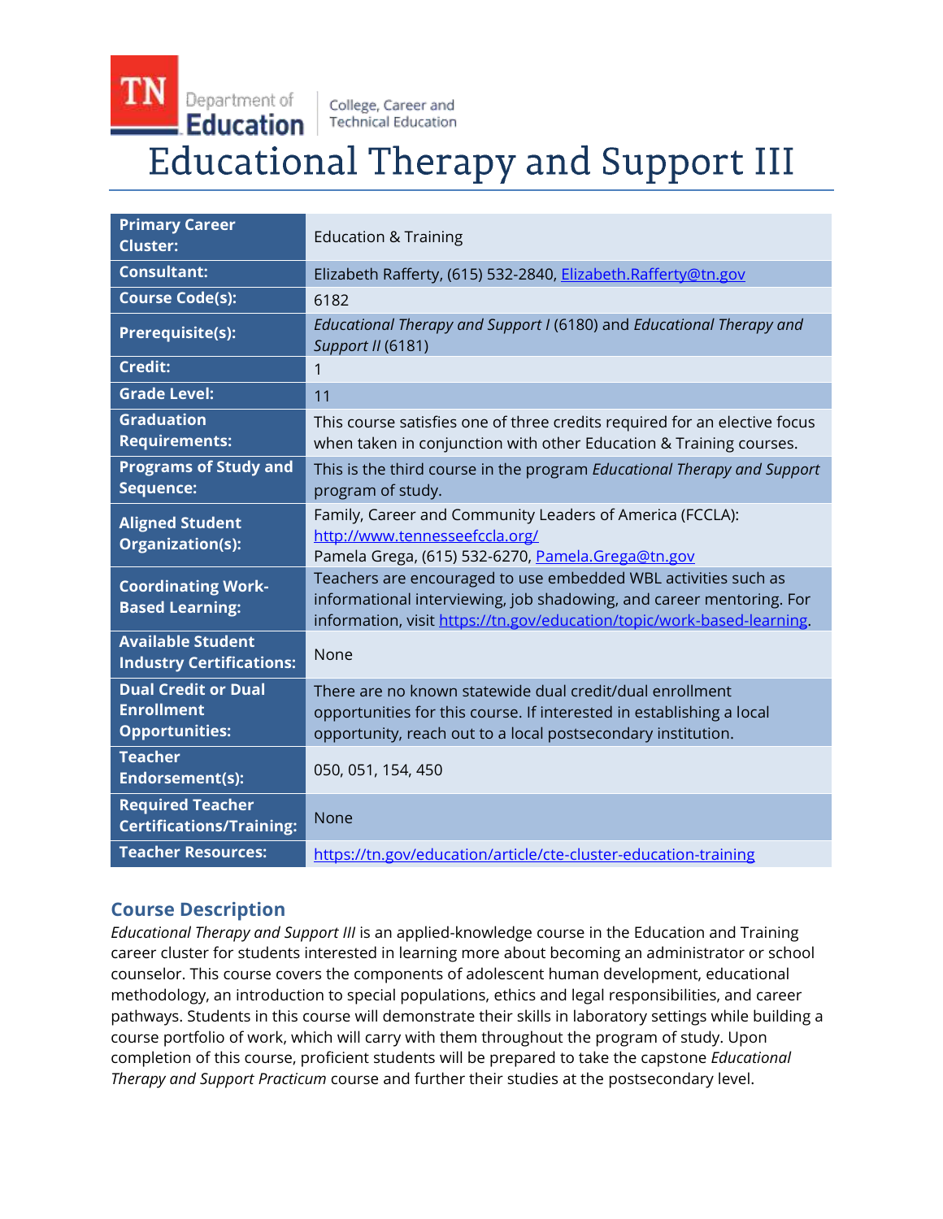TN Department of Education | College, Career and Technical Education

# Educational Therapy and Support III

| | |
|---|---|
| **Primary Career Cluster:** | Education & Training |
| **Consultant:** | Elizabeth Rafferty, (615) 532-2840, Elizabeth.Rafferty@tn.gov |
| **Course Code(s):** | 6182 |
| **Prerequisite(s):** | *Educational Therapy and Support I* (6180) and *Educational Therapy and Support II* (6181) |
| **Credit:** | 1 |
| **Grade Level:** | 11 |
| **Graduation Requirements:** | This course satisfies one of three credits required for an elective focus when taken in conjunction with other Education & Training courses. |
| **Programs of Study and Sequence:** | This is the third course in the program *Educational Therapy and Support* program of study. |
| **Aligned Student Organization(s):** | Family, Career and Community Leaders of America (FCCLA): http://www.tennesseefccla.org/ Pamela Grega, (615) 532-6270, Pamela.Grega@tn.gov |
| **Coordinating Work-Based Learning:** | Teachers are encouraged to use embedded WBL activities such as informational interviewing, job shadowing, and career mentoring. For information, visit https://tn.gov/education/topic/work-based-learning. |
| **Available Student Industry Certifications:** | None |
| **Dual Credit or Dual Enrollment Opportunities:** | There are no known statewide dual credit/dual enrollment opportunities for this course. If interested in establishing a local opportunity, reach out to a local postsecondary institution. |
| **Teacher Endorsement(s):** | 050, 051, 154, 450 |
| **Required Teacher Certifications/Training:** | None |
| **Teacher Resources:** | https://tn.gov/education/article/cte-cluster-education-training |

## Course Description

*Educational Therapy and Support III* is an applied-knowledge course in the Education and Training career cluster for students interested in learning more about becoming an administrator or school counselor. This course covers the components of adolescent human development, educational methodology, an introduction to special populations, ethics and legal responsibilities, and career pathways. Students in this course will demonstrate their skills in laboratory settings while building a course portfolio of work, which will carry with them throughout the program of study. Upon completion of this course, proficient students will be prepared to take the capstone *Educational Therapy and Support Practicum* course and further their studies at the postsecondary level.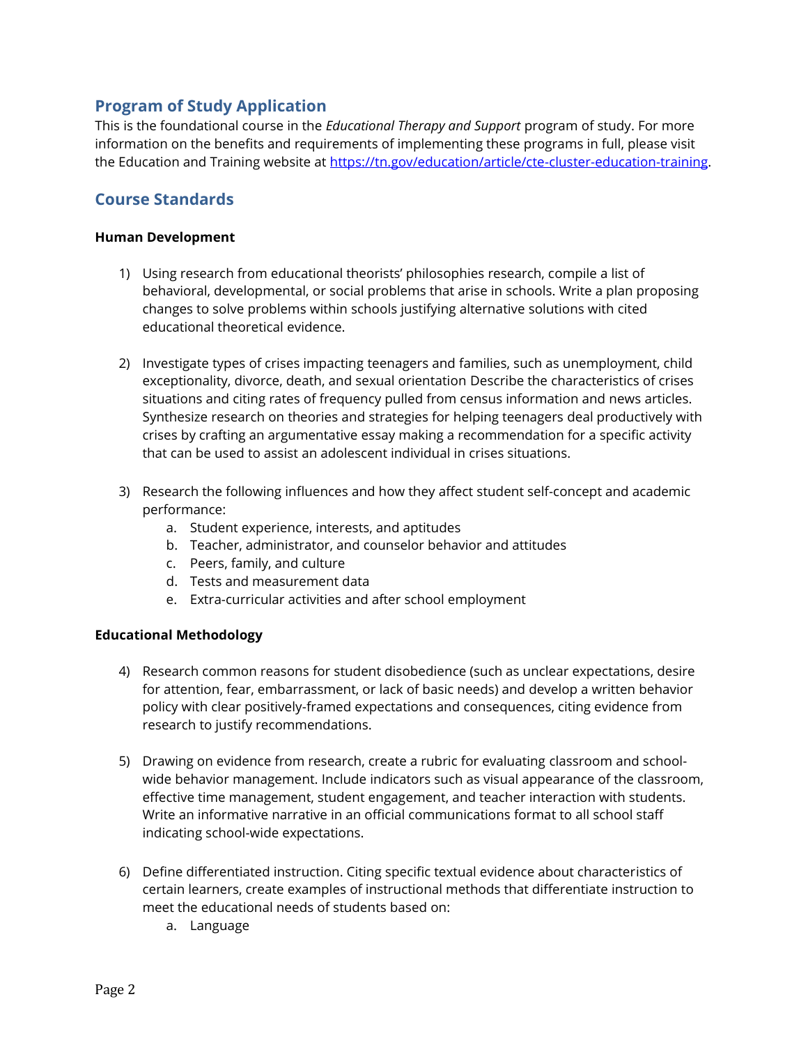## Program of Study Application

This is the foundational course in the *Educational Therapy and Support* program of study. For more information on the benefits and requirements of implementing these programs in full, please visit the Education and Training website at [https://tn.gov/education/article/cte-cluster-education-training](https://tn.gov/education/article/cte-cluster-education-training).

## Course Standards

**Human Development**

1) Using research from educational theorists' philosophies research, compile a list of behavioral, developmental, or social problems that arise in schools. Write a plan proposing changes to solve problems within schools justifying alternative solutions with cited educational theoretical evidence.

2) Investigate types of crises impacting teenagers and families, such as unemployment, child exceptionality, divorce, death, and sexual orientation Describe the characteristics of crises situations and citing rates of frequency pulled from census information and news articles. Synthesize research on theories and strategies for helping teenagers deal productively with crises by crafting an argumentative essay making a recommendation for a specific activity that can be used to assist an adolescent individual in crises situations.

3) Research the following influences and how they affect student self-concept and academic performance:
   a. Student experience, interests, and aptitudes
   b. Teacher, administrator, and counselor behavior and attitudes
   c. Peers, family, and culture
   d. Tests and measurement data
   e. Extra-curricular activities and after school employment

**Educational Methodology**

4) Research common reasons for student disobedience (such as unclear expectations, desire for attention, fear, embarrassment, or lack of basic needs) and develop a written behavior policy with clear positively-framed expectations and consequences, citing evidence from research to justify recommendations.

5) Drawing on evidence from research, create a rubric for evaluating classroom and school-wide behavior management. Include indicators such as visual appearance of the classroom, effective time management, student engagement, and teacher interaction with students. Write an informative narrative in an official communications format to all school staff indicating school-wide expectations.

6) Define differentiated instruction. Citing specific textual evidence about characteristics of certain learners, create examples of instructional methods that differentiate instruction to meet the educational needs of students based on:
   a. Language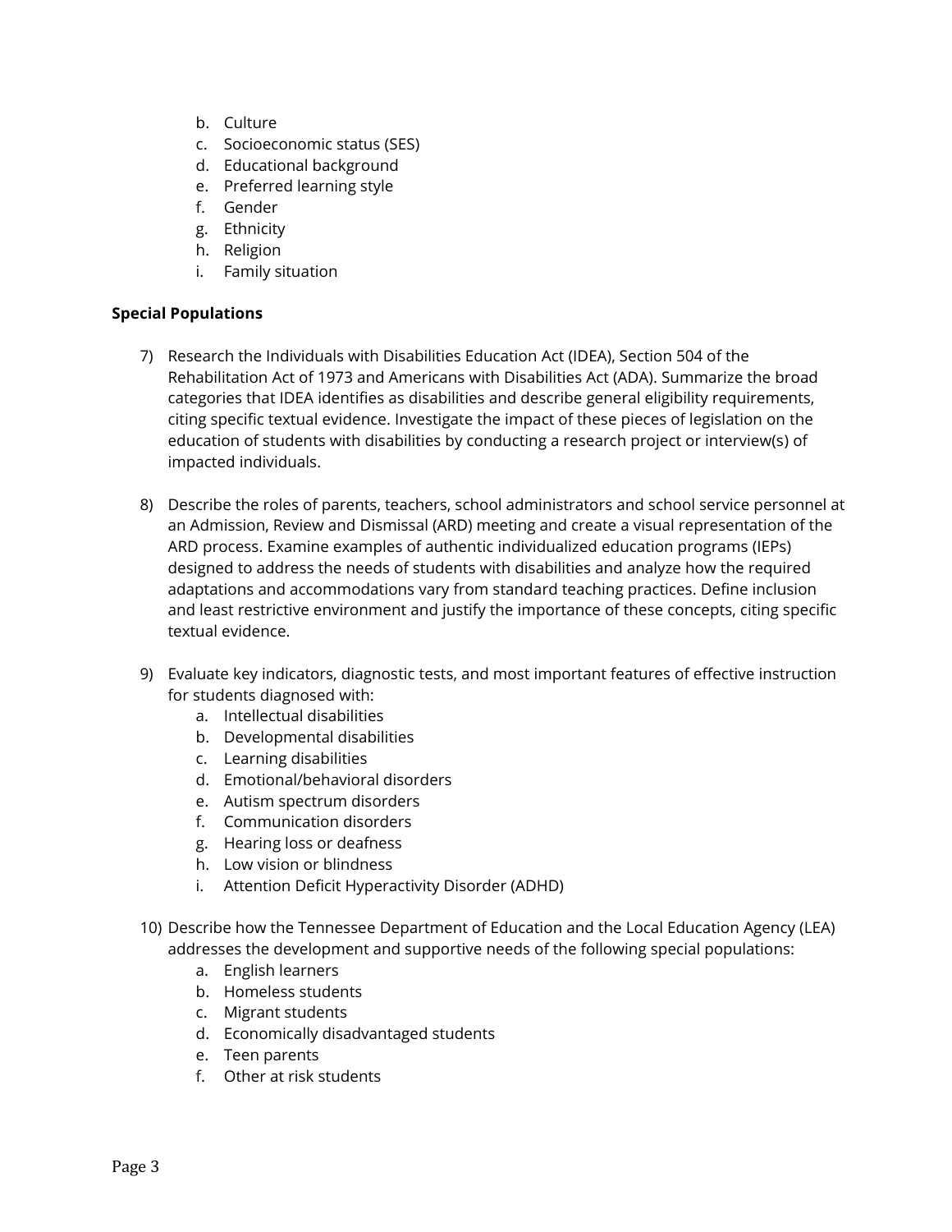b. Culture
   c. Socioeconomic status (SES)
   d. Educational background
   e. Preferred learning style
   f. Gender
   g. Ethnicity
   h. Religion
   i. Family situation

**Special Populations**

7) Research the Individuals with Disabilities Education Act (IDEA), Section 504 of the Rehabilitation Act of 1973 and Americans with Disabilities Act (ADA). Summarize the broad categories that IDEA identifies as disabilities and describe general eligibility requirements, citing specific textual evidence. Investigate the impact of these pieces of legislation on the education of students with disabilities by conducting a research project or interview(s) of impacted individuals.

8) Describe the roles of parents, teachers, school administrators and school service personnel at an Admission, Review and Dismissal (ARD) meeting and create a visual representation of the ARD process. Examine examples of authentic individualized education programs (IEPs) designed to address the needs of students with disabilities and analyze how the required adaptations and accommodations vary from standard teaching practices. Define inclusion and least restrictive environment and justify the importance of these concepts, citing specific textual evidence.

9) Evaluate key indicators, diagnostic tests, and most important features of effective instruction for students diagnosed with:
   a. Intellectual disabilities
   b. Developmental disabilities
   c. Learning disabilities
   d. Emotional/behavioral disorders
   e. Autism spectrum disorders
   f. Communication disorders
   g. Hearing loss or deafness
   h. Low vision or blindness
   i. Attention Deficit Hyperactivity Disorder (ADHD)

10) Describe how the Tennessee Department of Education and the Local Education Agency (LEA) addresses the development and supportive needs of the following special populations:
   a. English learners
   b. Homeless students
   c. Migrant students
   d. Economically disadvantaged students
   e. Teen parents
   f. Other at risk students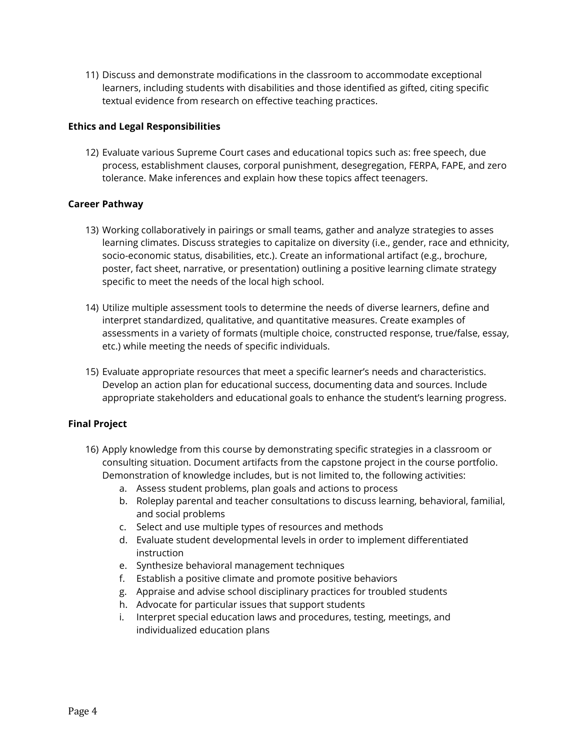11) Discuss and demonstrate modifications in the classroom to accommodate exceptional learners, including students with disabilities and those identified as gifted, citing specific textual evidence from research on effective teaching practices.

**Ethics and Legal Responsibilities**

12) Evaluate various Supreme Court cases and educational topics such as: free speech, due process, establishment clauses, corporal punishment, desegregation, FERPA, FAPE, and zero tolerance. Make inferences and explain how these topics affect teenagers.

**Career Pathway**

13) Working collaboratively in pairings or small teams, gather and analyze strategies to asses learning climates. Discuss strategies to capitalize on diversity (i.e., gender, race and ethnicity, socio-economic status, disabilities, etc.). Create an informational artifact (e.g., brochure, poster, fact sheet, narrative, or presentation) outlining a positive learning climate strategy specific to meet the needs of the local high school.

14) Utilize multiple assessment tools to determine the needs of diverse learners, define and interpret standardized, qualitative, and quantitative measures. Create examples of assessments in a variety of formats (multiple choice, constructed response, true/false, essay, etc.) while meeting the needs of specific individuals.

15) Evaluate appropriate resources that meet a specific learner's needs and characteristics. Develop an action plan for educational success, documenting data and sources. Include appropriate stakeholders and educational goals to enhance the student's learning progress.

**Final Project**

16) Apply knowledge from this course by demonstrating specific strategies in a classroom or consulting situation. Document artifacts from the capstone project in the course portfolio. Demonstration of knowledge includes, but is not limited to, the following activities:
    a. Assess student problems, plan goals and actions to process
    b. Roleplay parental and teacher consultations to discuss learning, behavioral, familial, and social problems
    c. Select and use multiple types of resources and methods
    d. Evaluate student developmental levels in order to implement differentiated instruction
    e. Synthesize behavioral management techniques
    f. Establish a positive climate and promote positive behaviors
    g. Appraise and advise school disciplinary practices for troubled students
    h. Advocate for particular issues that support students
    i. Interpret special education laws and procedures, testing, meetings, and individualized education plans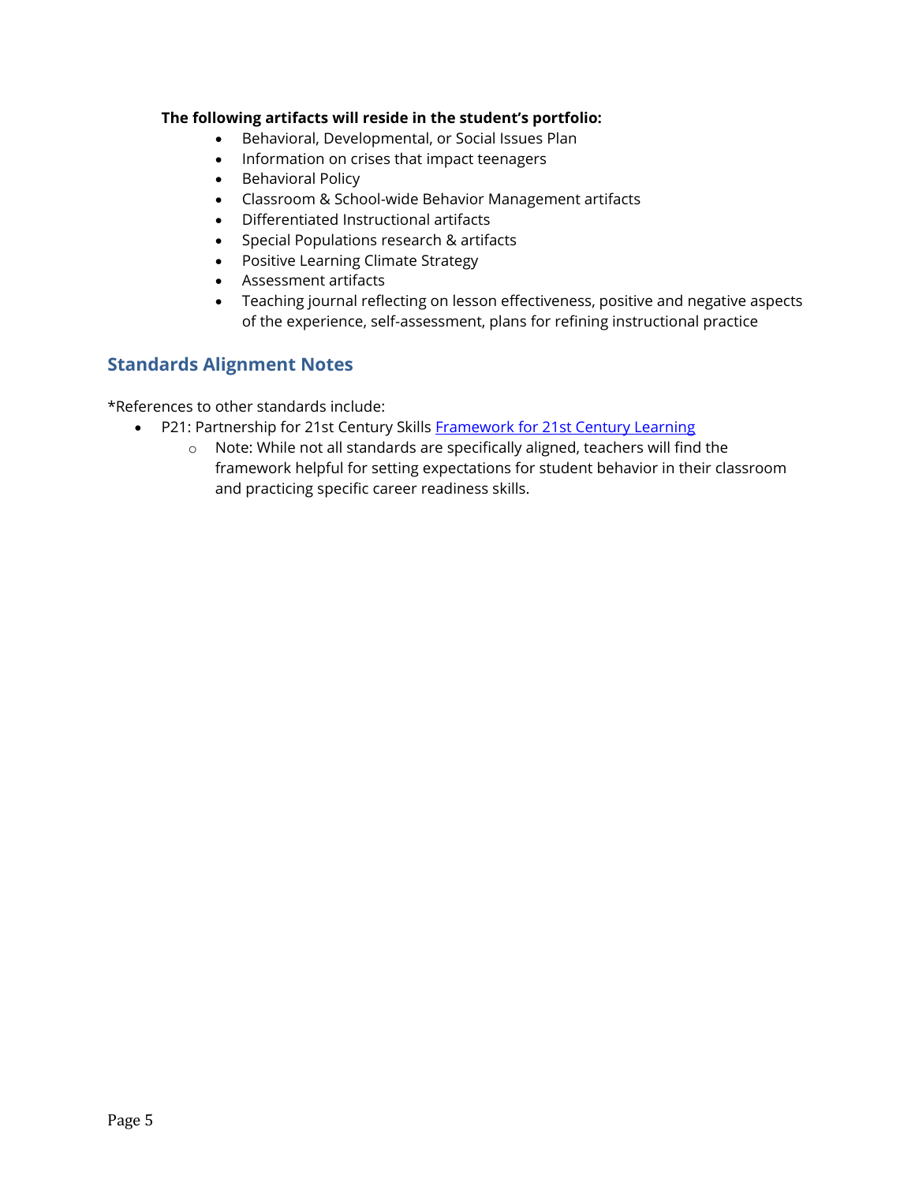**The following artifacts will reside in the student's portfolio:**

- Behavioral, Developmental, or Social Issues Plan
- Information on crises that impact teenagers
- Behavioral Policy
- Classroom & School-wide Behavior Management artifacts
- Differentiated Instructional artifacts
- Special Populations research & artifacts
- Positive Learning Climate Strategy
- Assessment artifacts
- Teaching journal reflecting on lesson effectiveness, positive and negative aspects of the experience, self-assessment, plans for refining instructional practice

## Standards Alignment Notes

*References to other standards include:

- P21: Partnership for 21st Century Skills [Framework for 21st Century Learning]
  - Note: While not all standards are specifically aligned, teachers will find the framework helpful for setting expectations for student behavior in their classroom and practicing specific career readiness skills.